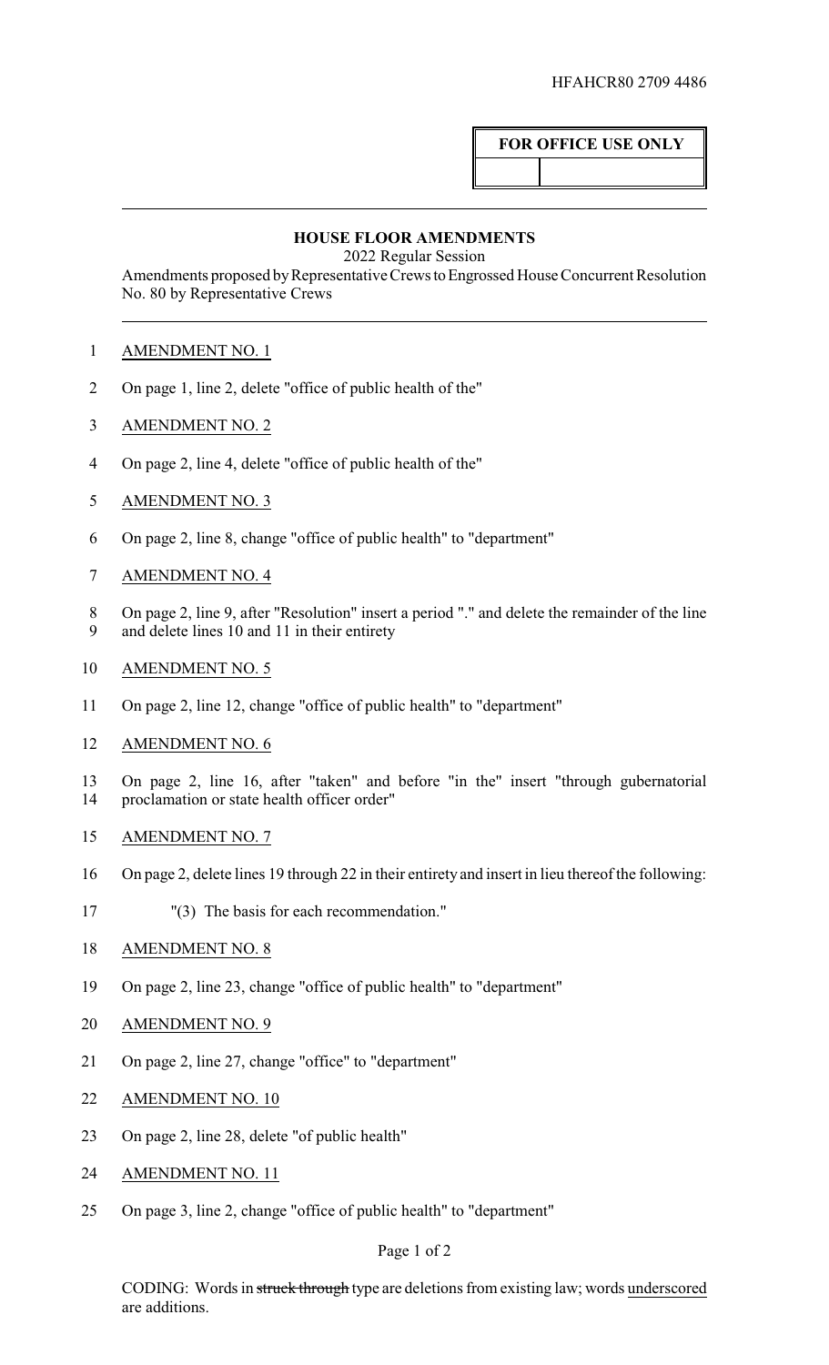HFAHCR80 2709 4486

| FOR OFFICE USE ONLY | |
|---|---|
| | |

## HOUSE FLOOR AMENDMENTS

2022 Regular Session

Amendments proposed by Representative Crews to Engrossed House Concurrent Resolution No. 80 by Representative Crews

AMENDMENT NO. 1

On page 1, line 2, delete "office of public health of the"

AMENDMENT NO. 2

On page 2, line 4, delete "office of public health of the"

AMENDMENT NO. 3

On page 2, line 8, change "office of public health" to "department"

AMENDMENT NO. 4

On page 2, line 9, after "Resolution" insert a period "." and delete the remainder of the line and delete lines 10 and 11 in their entirety

AMENDMENT NO. 5

On page 2, line 12, change "office of public health" to "department"

AMENDMENT NO. 6

On page 2, line 16, after "taken" and before "in the" insert "through gubernatorial proclamation or state health officer order"

AMENDMENT NO. 7

On page 2, delete lines 19 through 22 in their entirety and insert in lieu thereof the following:

"(3) The basis for each recommendation."

AMENDMENT NO. 8

On page 2, line 23, change "office of public health" to "department"

AMENDMENT NO. 9

On page 2, line 27, change "office" to "department"

AMENDMENT NO. 10

On page 2, line 28, delete "of public health"

AMENDMENT NO. 11

On page 3, line 2, change "office of public health" to "department"

CODING: Words in ~~struck through~~ type are deletions from existing law; words underscored are additions.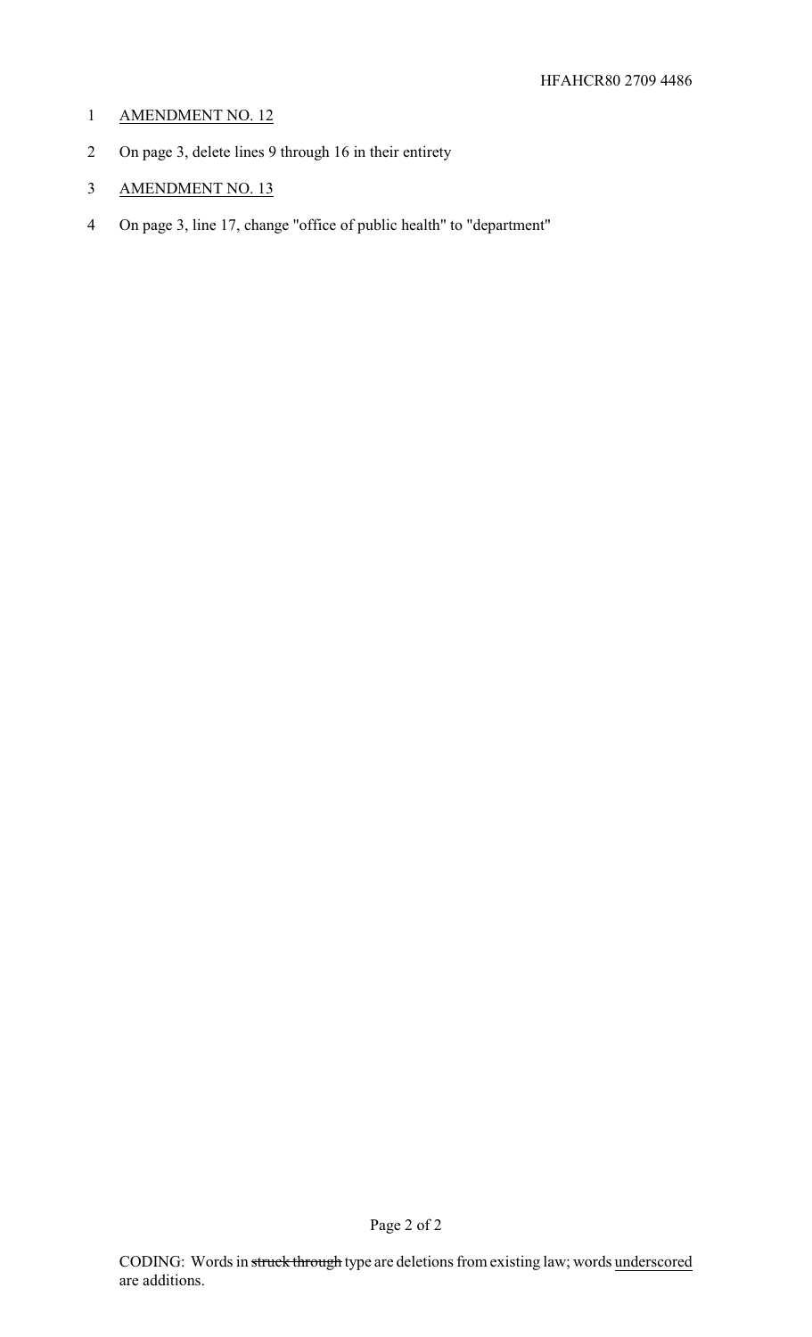AMENDMENT NO. 12

On page 3, delete lines 9 through 16 in their entirety

AMENDMENT NO. 13

On page 3, line 17, change "office of public health" to "department"

CODING: Words in ~~struck through~~ type are deletions from existing law; words underscored are additions.